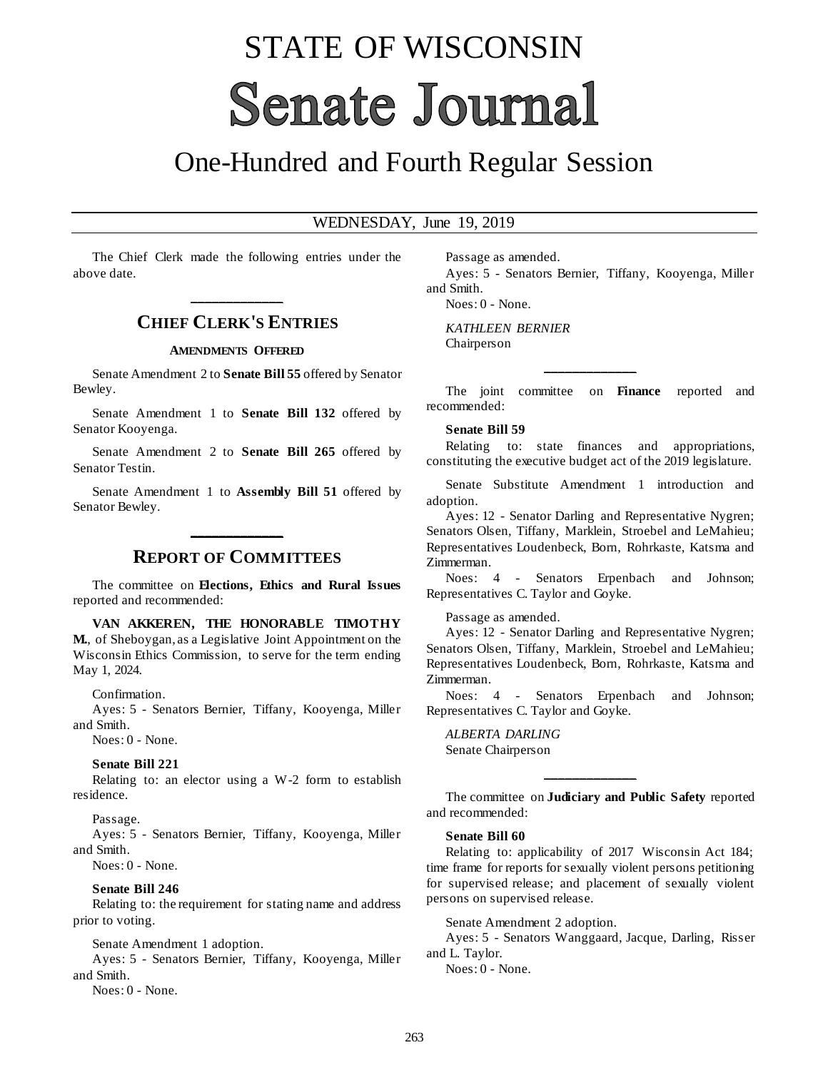# STATE OF WISCONSIN

# Senate Journal

## One-Hundred and Fourth Regular Session

WEDNESDAY, June 19, 2019

The Chief Clerk made the following entries under the above date.

## CHIEF CLERK'S ENTRIES

### AMENDMENTS OFFERED

Senate Amendment 2 to **Senate Bill 55** offered by Senator Bewley.

Senate Amendment 1 to **Senate Bill 132** offered by Senator Kooyenga.

Senate Amendment 2 to **Senate Bill 265** offered by Senator Testin.

Senate Amendment 1 to **Assembly Bill 51** offered by Senator Bewley.

## REPORT OF COMMITTEES

The committee on **Elections, Ethics and Rural Issues** reported and recommended:

**VAN AKKEREN, THE HONORABLE TIMOTHY M.**, of Sheboygan, as a Legislative Joint Appointment on the Wisconsin Ethics Commission, to serve for the term ending May 1, 2024.

Confirmation.

Ayes: 5 - Senators Bernier, Tiffany, Kooyenga, Miller and Smith.

Noes: 0 - None.

**Senate Bill 221**

Relating to: an elector using a W-2 form to establish residence.

Passage.

Ayes: 5 - Senators Bernier, Tiffany, Kooyenga, Miller and Smith.

Noes: 0 - None.

**Senate Bill 246**

Relating to: the requirement for stating name and address prior to voting.

Senate Amendment 1 adoption.

Ayes: 5 - Senators Bernier, Tiffany, Kooyenga, Miller and Smith.

Noes: 0 - None.

Passage as amended.

Ayes: 5 - Senators Bernier, Tiffany, Kooyenga, Miller and Smith.

Noes: 0 - None.

*KATHLEEN BERNIER*
Chairperson

The joint committee on **Finance** reported and recommended:

**Senate Bill 59**

Relating to: state finances and appropriations, constituting the executive budget act of the 2019 legislature.

Senate Substitute Amendment 1 introduction and adoption.

Ayes: 12 - Senator Darling and Representative Nygren; Senators Olsen, Tiffany, Marklein, Stroebel and LeMahieu; Representatives Loudenbeck, Born, Rohrkaste, Katsma and Zimmerman.

Noes: 4 - Senators Erpenbach and Johnson; Representatives C. Taylor and Goyke.

Passage as amended.

Ayes: 12 - Senator Darling and Representative Nygren; Senators Olsen, Tiffany, Marklein, Stroebel and LeMahieu; Representatives Loudenbeck, Born, Rohrkaste, Katsma and Zimmerman.

Noes: 4 - Senators Erpenbach and Johnson; Representatives C. Taylor and Goyke.

*ALBERTA DARLING*
Senate Chairperson

The committee on **Judiciary and Public Safety** reported and recommended:

**Senate Bill 60**

Relating to: applicability of 2017 Wisconsin Act 184; time frame for reports for sexually violent persons petitioning for supervised release; and placement of sexually violent persons on supervised release.

Senate Amendment 2 adoption.

Ayes: 5 - Senators Wanggaard, Jacque, Darling, Risser and L. Taylor.

Noes: 0 - None.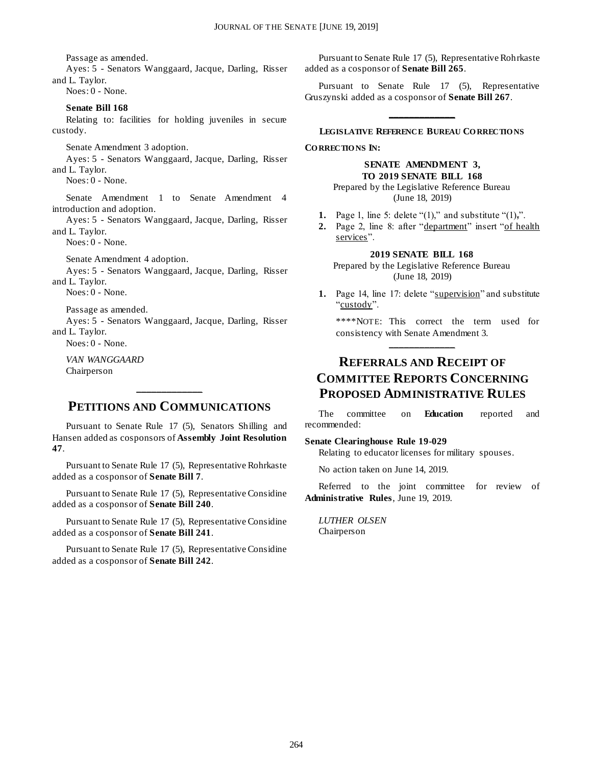Passage as amended.

Ayes: 5 - Senators Wanggaard, Jacque, Darling, Risser and L. Taylor.

Noes: 0 - None.

**Senate Bill 168**

Relating to: facilities for holding juveniles in secure custody.

Senate Amendment 3 adoption.

Ayes: 5 - Senators Wanggaard, Jacque, Darling, Risser and L. Taylor.

Noes: 0 - None.

Senate Amendment 1 to Senate Amendment 4 introduction and adoption.

Ayes: 5 - Senators Wanggaard, Jacque, Darling, Risser and L. Taylor.

Noes: 0 - None.

Senate Amendment 4 adoption.

Ayes: 5 - Senators Wanggaard, Jacque, Darling, Risser and L. Taylor.

Noes: 0 - None.

Passage as amended.

Ayes: 5 - Senators Wanggaard, Jacque, Darling, Risser and L. Taylor.

Noes: 0 - None.

*VAN WANGGAARD*
Chairperson

## PETITIONS AND COMMUNICATIONS

Pursuant to Senate Rule 17 (5), Senators Shilling and Hansen added as cosponsors of **Assembly Joint Resolution 47**.

Pursuant to Senate Rule 17 (5), Representative Rohrkaste added as a cosponsor of **Senate Bill 7**.

Pursuant to Senate Rule 17 (5), Representative Considine added as a cosponsor of **Senate Bill 240**.

Pursuant to Senate Rule 17 (5), Representative Considine added as a cosponsor of **Senate Bill 241**.

Pursuant to Senate Rule 17 (5), Representative Considine added as a cosponsor of **Senate Bill 242**.

Pursuant to Senate Rule 17 (5), Representative Rohrkaste added as a cosponsor of **Senate Bill 265**.

Pursuant to Senate Rule 17 (5), Representative Gruszynski added as a cosponsor of **Senate Bill 267**.

### LEGISLATIVE REFERENCE BUREAU CORRECTIONS

**CORRECTIONS IN:**

**SENATE AMENDMENT 3, TO 2019 SENATE BILL 168**
Prepared by the Legislative Reference Bureau
(June 18, 2019)

1. Page 1, line 5: delete "(1)," and substitute "(1),".
2. Page 2, line 8: after "department" insert "of health services".

**2019 SENATE BILL 168**
Prepared by the Legislative Reference Bureau
(June 18, 2019)

1. Page 14, line 17: delete "supervision" and substitute "custody".

****NOTE: This correct the term used for consistency with Senate Amendment 3.

## REFERRALS AND RECEIPT OF COMMITTEE REPORTS CONCERNING PROPOSED ADMINISTRATIVE RULES

The committee on **Education** reported and recommended:

**Senate Clearinghouse Rule 19-029**

Relating to educator licenses for military spouses.

No action taken on June 14, 2019.

Referred to the joint committee for review of **Administrative Rules**, June 19, 2019.

*LUTHER OLSEN*
Chairperson